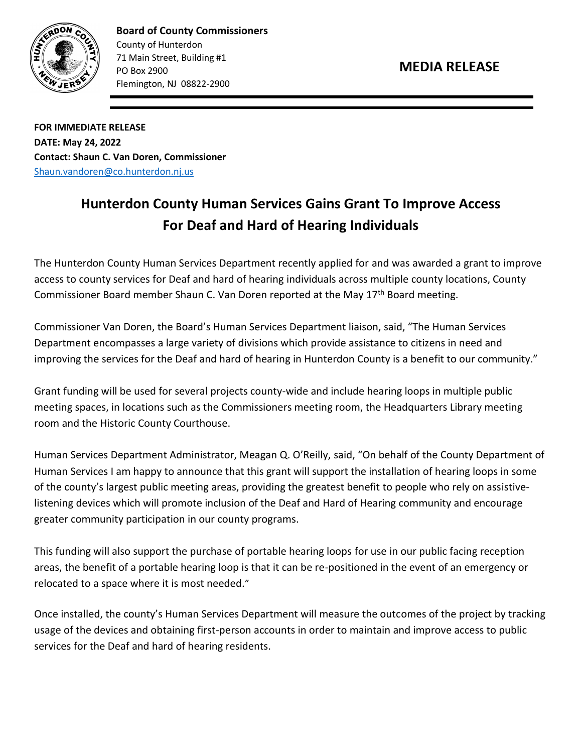**Board of County Commissioners**
County of Hunterdon
71 Main Street, Building #1
PO Box 2900
Flemington, NJ 08822-2900

**MEDIA RELEASE**

**FOR IMMEDIATE RELEASE**
**DATE: May 24, 2022**
**Contact: Shaun C. Van Doren, Commissioner**
Shaun.vandoren@co.hunterdon.nj.us

# Hunterdon County Human Services Gains Grant To Improve Access For Deaf and Hard of Hearing Individuals

The Hunterdon County Human Services Department recently applied for and was awarded a grant to improve access to county services for Deaf and hard of hearing individuals across multiple county locations, County Commissioner Board member Shaun C. Van Doren reported at the May 17th Board meeting.

Commissioner Van Doren, the Board's Human Services Department liaison, said, "The Human Services Department encompasses a large variety of divisions which provide assistance to citizens in need and improving the services for the Deaf and hard of hearing in Hunterdon County is a benefit to our community."

Grant funding will be used for several projects county-wide and include hearing loops in multiple public meeting spaces, in locations such as the Commissioners meeting room, the Headquarters Library meeting room and the Historic County Courthouse.

Human Services Department Administrator, Meagan Q. O'Reilly, said, "On behalf of the County Department of Human Services I am happy to announce that this grant will support the installation of hearing loops in some of the county's largest public meeting areas, providing the greatest benefit to people who rely on assistive-listening devices which will promote inclusion of the Deaf and Hard of Hearing community and encourage greater community participation in our county programs.

This funding will also support the purchase of portable hearing loops for use in our public facing reception areas, the benefit of a portable hearing loop is that it can be re-positioned in the event of an emergency or relocated to a space where it is most needed."

Once installed, the county's Human Services Department will measure the outcomes of the project by tracking usage of the devices and obtaining first-person accounts in order to maintain and improve access to public services for the Deaf and hard of hearing residents.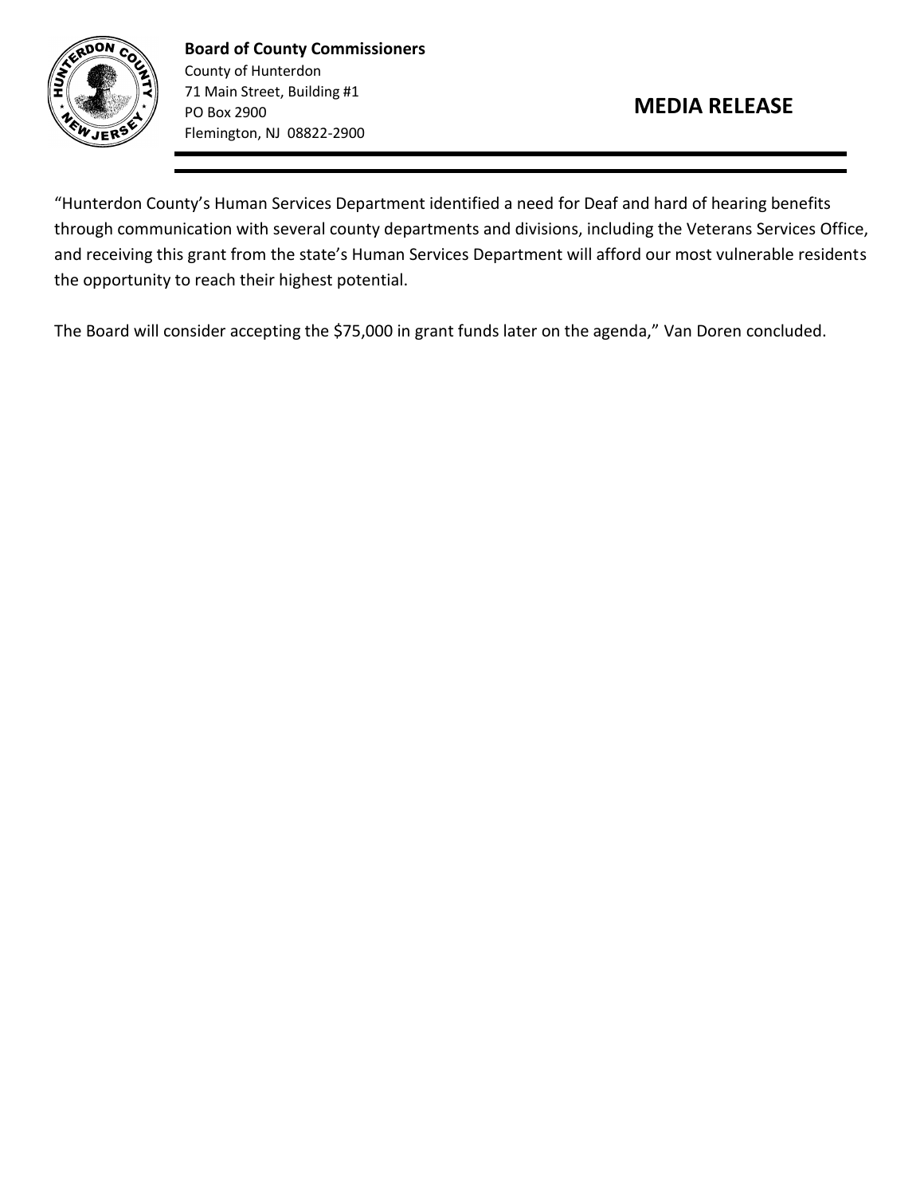**Board of County Commissioners**
County of Hunterdon
71 Main Street, Building #1
PO Box 2900
Flemington, NJ 08822-2900

**MEDIA RELEASE**

"Hunterdon County's Human Services Department identified a need for Deaf and hard of hearing benefits through communication with several county departments and divisions, including the Veterans Services Office, and receiving this grant from the state's Human Services Department will afford our most vulnerable residents the opportunity to reach their highest potential.

The Board will consider accepting the $75,000 in grant funds later on the agenda," Van Doren concluded.